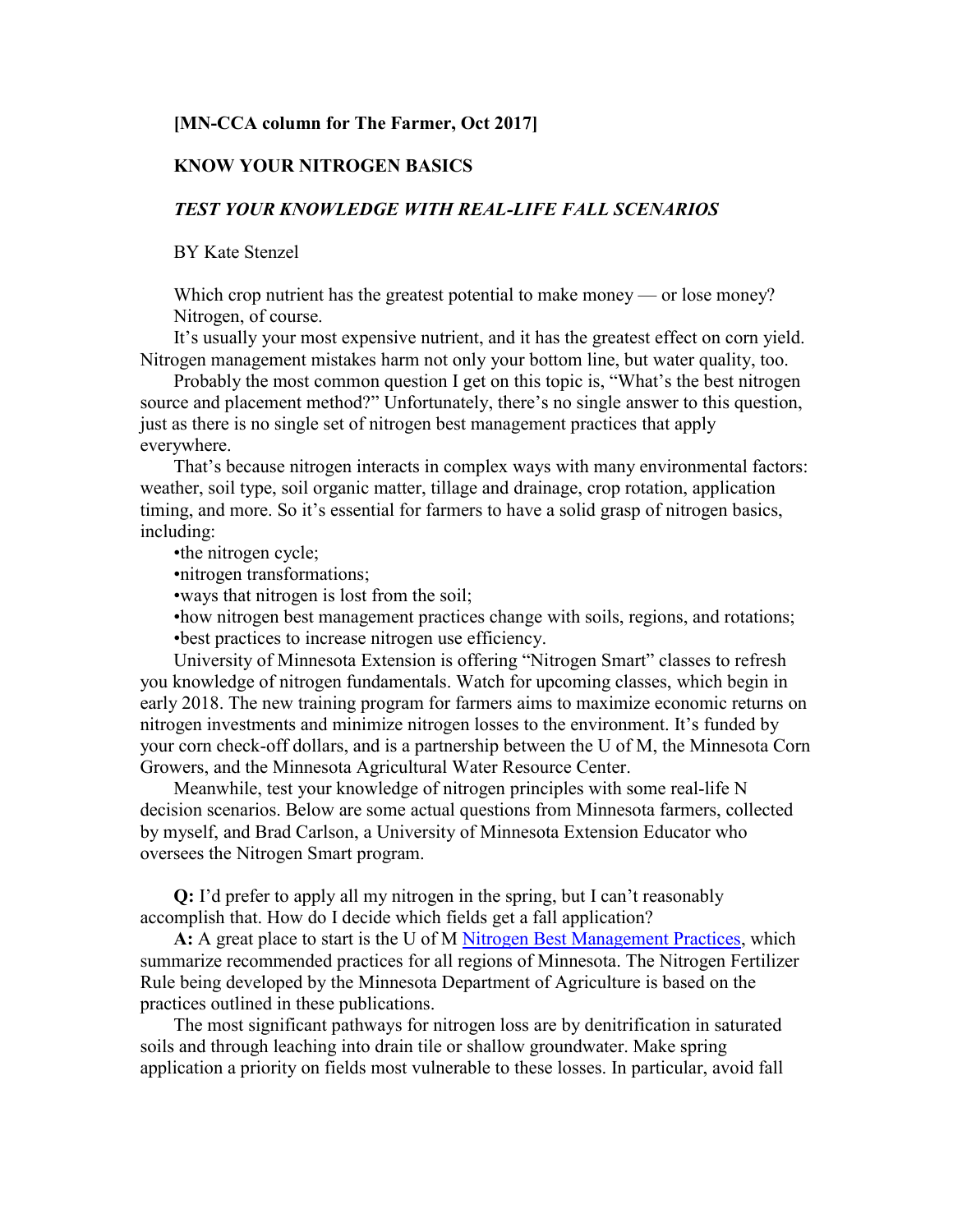**[MN-CCA column for The Farmer, Oct 2017]**

# KNOW YOUR NITROGEN BASICS

## *TEST YOUR KNOWLEDGE WITH REAL-LIFE FALL SCENARIOS*

BY Kate Stenzel

Which crop nutrient has the greatest potential to make money — or lose money? Nitrogen, of course.

It's usually your most expensive nutrient, and it has the greatest effect on corn yield. Nitrogen management mistakes harm not only your bottom line, but water quality, too.

Probably the most common question I get on this topic is, "What's the best nitrogen source and placement method?" Unfortunately, there's no single answer to this question, just as there is no single set of nitrogen best management practices that apply everywhere.

That's because nitrogen interacts in complex ways with many environmental factors: weather, soil type, soil organic matter, tillage and drainage, crop rotation, application timing, and more. So it's essential for farmers to have a solid grasp of nitrogen basics, including:

- the nitrogen cycle;
- nitrogen transformations;
- ways that nitrogen is lost from the soil;
- how nitrogen best management practices change with soils, regions, and rotations;
- best practices to increase nitrogen use efficiency.

University of Minnesota Extension is offering "Nitrogen Smart" classes to refresh you knowledge of nitrogen fundamentals. Watch for upcoming classes, which begin in early 2018. The new training program for farmers aims to maximize economic returns on nitrogen investments and minimize nitrogen losses to the environment. It's funded by your corn check-off dollars, and is a partnership between the U of M, the Minnesota Corn Growers, and the Minnesota Agricultural Water Resource Center.

Meanwhile, test your knowledge of nitrogen principles with some real-life N decision scenarios. Below are some actual questions from Minnesota farmers, collected by myself, and Brad Carlson, a University of Minnesota Extension Educator who oversees the Nitrogen Smart program.

**Q:** I'd prefer to apply all my nitrogen in the spring, but I can't reasonably accomplish that. How do I decide which fields get a fall application?

**A:** A great place to start is the U of M Nitrogen Best Management Practices, which summarize recommended practices for all regions of Minnesota. The Nitrogen Fertilizer Rule being developed by the Minnesota Department of Agriculture is based on the practices outlined in these publications.

The most significant pathways for nitrogen loss are by denitrification in saturated soils and through leaching into drain tile or shallow groundwater. Make spring application a priority on fields most vulnerable to these losses. In particular, avoid fall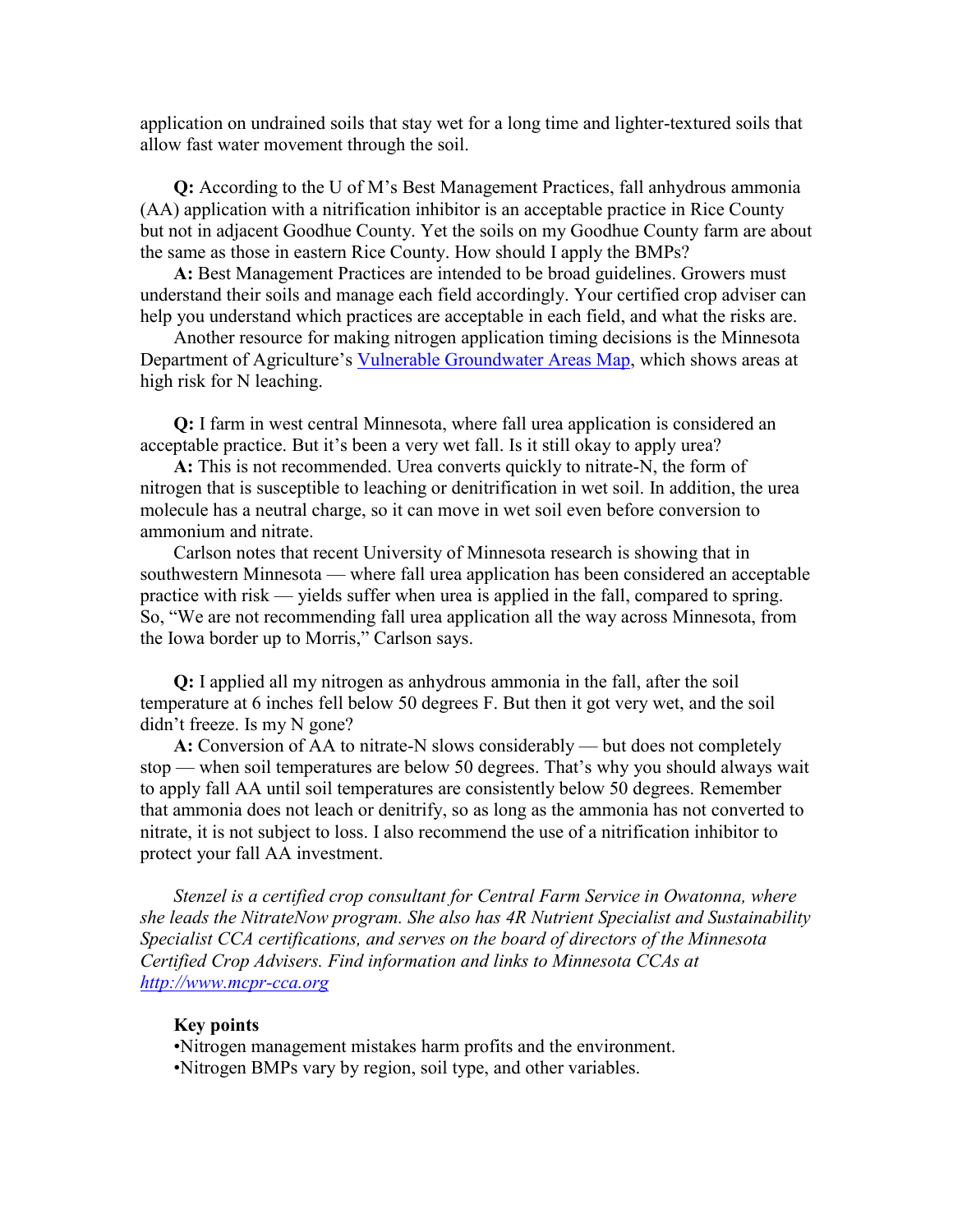application on undrained soils that stay wet for a long time and lighter-textured soils that allow fast water movement through the soil.

**Q:** According to the U of M's Best Management Practices, fall anhydrous ammonia (AA) application with a nitrification inhibitor is an acceptable practice in Rice County but not in adjacent Goodhue County. Yet the soils on my Goodhue County farm are about the same as those in eastern Rice County. How should I apply the BMPs?

**A:** Best Management Practices are intended to be broad guidelines. Growers must understand their soils and manage each field accordingly. Your certified crop adviser can help you understand which practices are acceptable in each field, and what the risks are.

Another resource for making nitrogen application timing decisions is the Minnesota Department of Agriculture's [Vulnerable Groundwater Areas Map](), which shows areas at high risk for N leaching.

**Q:** I farm in west central Minnesota, where fall urea application is considered an acceptable practice. But it's been a very wet fall. Is it still okay to apply urea?

**A:** This is not recommended. Urea converts quickly to nitrate-N, the form of nitrogen that is susceptible to leaching or denitrification in wet soil. In addition, the urea molecule has a neutral charge, so it can move in wet soil even before conversion to ammonium and nitrate.

Carlson notes that recent University of Minnesota research is showing that in southwestern Minnesota — where fall urea application has been considered an acceptable practice with risk — yields suffer when urea is applied in the fall, compared to spring. So, "We are not recommending fall urea application all the way across Minnesota, from the Iowa border up to Morris," Carlson says.

**Q:** I applied all my nitrogen as anhydrous ammonia in the fall, after the soil temperature at 6 inches fell below 50 degrees F. But then it got very wet, and the soil didn't freeze. Is my N gone?

**A:** Conversion of AA to nitrate-N slows considerably — but does not completely stop — when soil temperatures are below 50 degrees. That's why you should always wait to apply fall AA until soil temperatures are consistently below 50 degrees. Remember that ammonia does not leach or denitrify, so as long as the ammonia has not converted to nitrate, it is not subject to loss. I also recommend the use of a nitrification inhibitor to protect your fall AA investment.

*Stenzel is a certified crop consultant for Central Farm Service in Owatonna, where she leads the NitrateNow program. She also has 4R Nutrient Specialist and Sustainability Specialist CCA certifications, and serves on the board of directors of the Minnesota Certified Crop Advisers. Find information and links to Minnesota CCAs at [http://www.mcpr-cca.org](http://www.mcpr-cca.org)*

**Key points**

- Nitrogen management mistakes harm profits and the environment.
- Nitrogen BMPs vary by region, soil type, and other variables.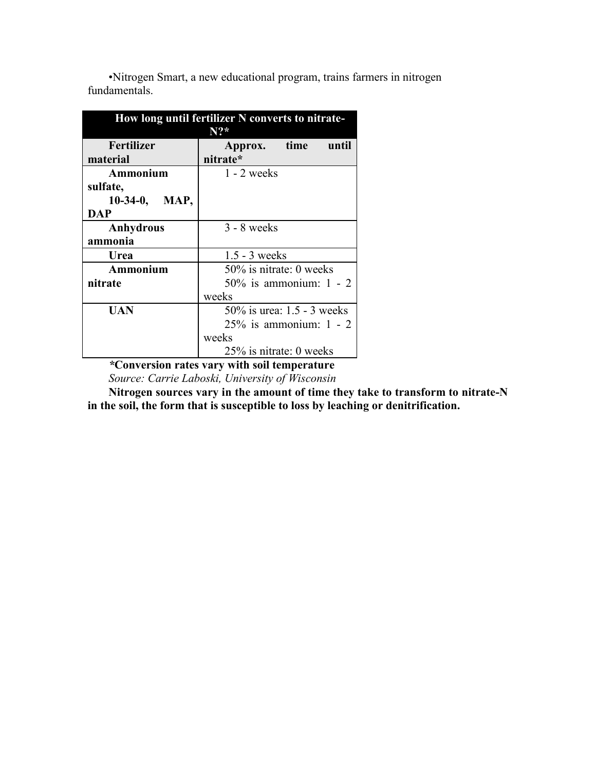•Nitrogen Smart, a new educational program, trains farmers in nitrogen fundamentals.

| How long until fertilizer N converts to nitrate-N?* | |
|---|---|
| **Fertilizer material** | **Approx. time until nitrate*** |
| **Ammonium sulfate, 10-34-0, MAP, DAP** | 1 - 2 weeks |
| **Anhydrous ammonia** | 3 - 8 weeks |
| **Urea** | 1.5 - 3 weeks |
| **Ammonium nitrate** | 50% is nitrate: 0 weeks<br>50% is ammonium: 1 - 2 weeks |
| **UAN** | 50% is urea: 1.5 - 3 weeks<br>25% is ammonium: 1 - 2 weeks<br>25% is nitrate: 0 weeks |

***Conversion rates vary with soil temperature**

*Source: Carrie Laboski, University of Wisconsin*

**Nitrogen sources vary in the amount of time they take to transform to nitrate-N in the soil, the form that is susceptible to loss by leaching or denitrification.**